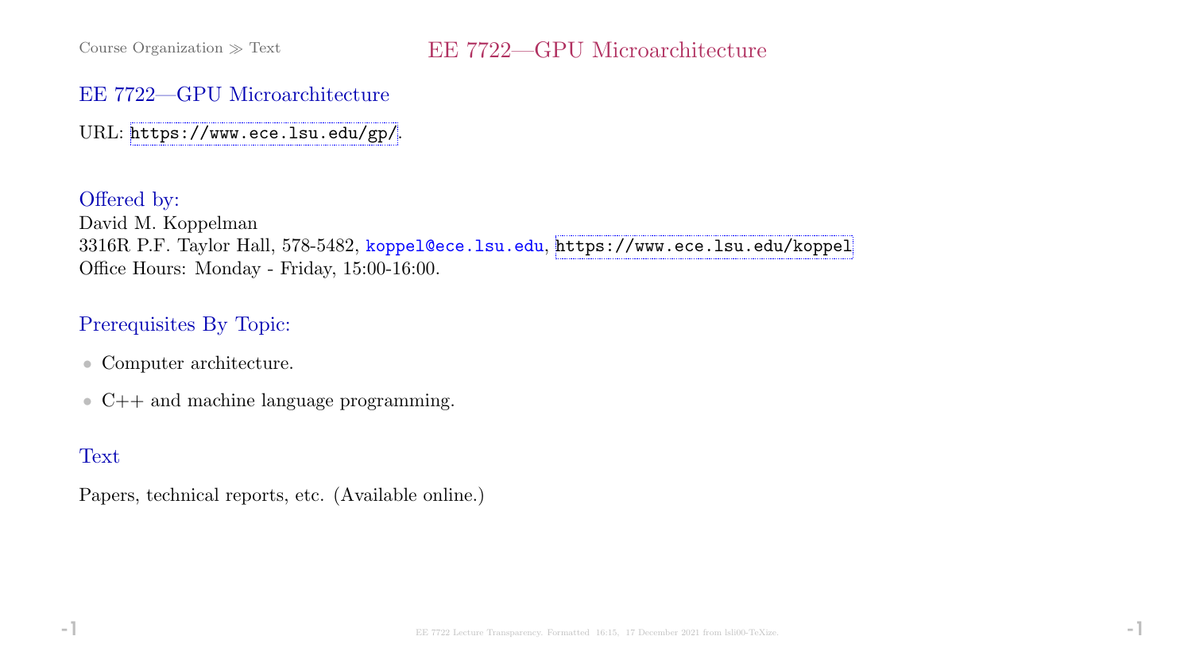# EE 7722—GPU Microarchitecture

URL: https://www.ece.lsu.edu/gp/.

## Offered by:

David M. Koppelman
3316R P.F. Taylor Hall, 578-5482, koppel@ece.lsu.edu, https://www.ece.lsu.edu/koppel
Office Hours: Monday - Friday, 15:00-16:00.

## Prerequisites By Topic:

- Computer architecture.
- C++ and machine language programming.

## Text

Papers, technical reports, etc. (Available online.)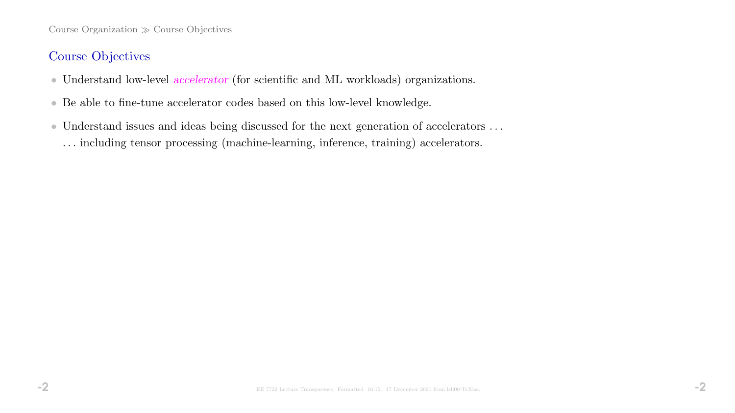## Course Objectives

- Understand low-level *accelerator* (for scientific and ML workloads) organizations.
- Be able to fine-tune accelerator codes based on this low-level knowledge.
- Understand issues and ideas being discussed for the next generation of accelerators …
  … including tensor processing (machine-learning, inference, training) accelerators.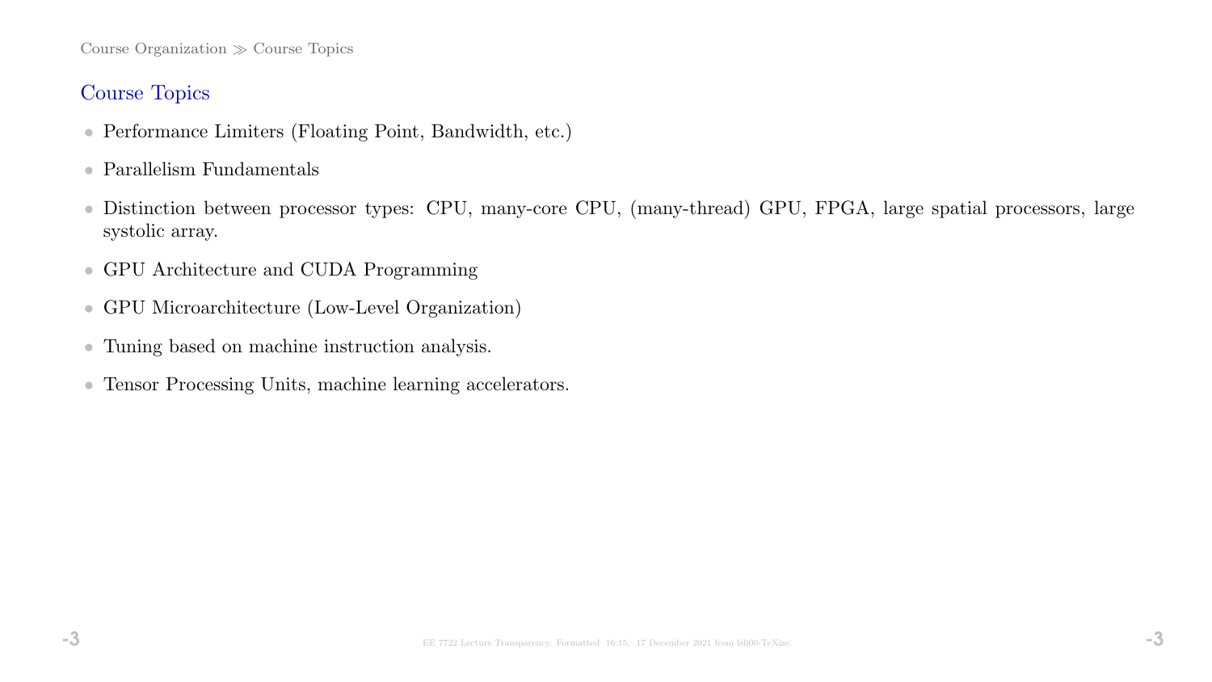## Course Topics

- Performance Limiters (Floating Point, Bandwidth, etc.)
- Parallelism Fundamentals
- Distinction between processor types: CPU, many-core CPU, (many-thread) GPU, FPGA, large spatial processors, large systolic array.
- GPU Architecture and CUDA Programming
- GPU Microarchitecture (Low-Level Organization)
- Tuning based on machine instruction analysis.
- Tensor Processing Units, machine learning accelerators.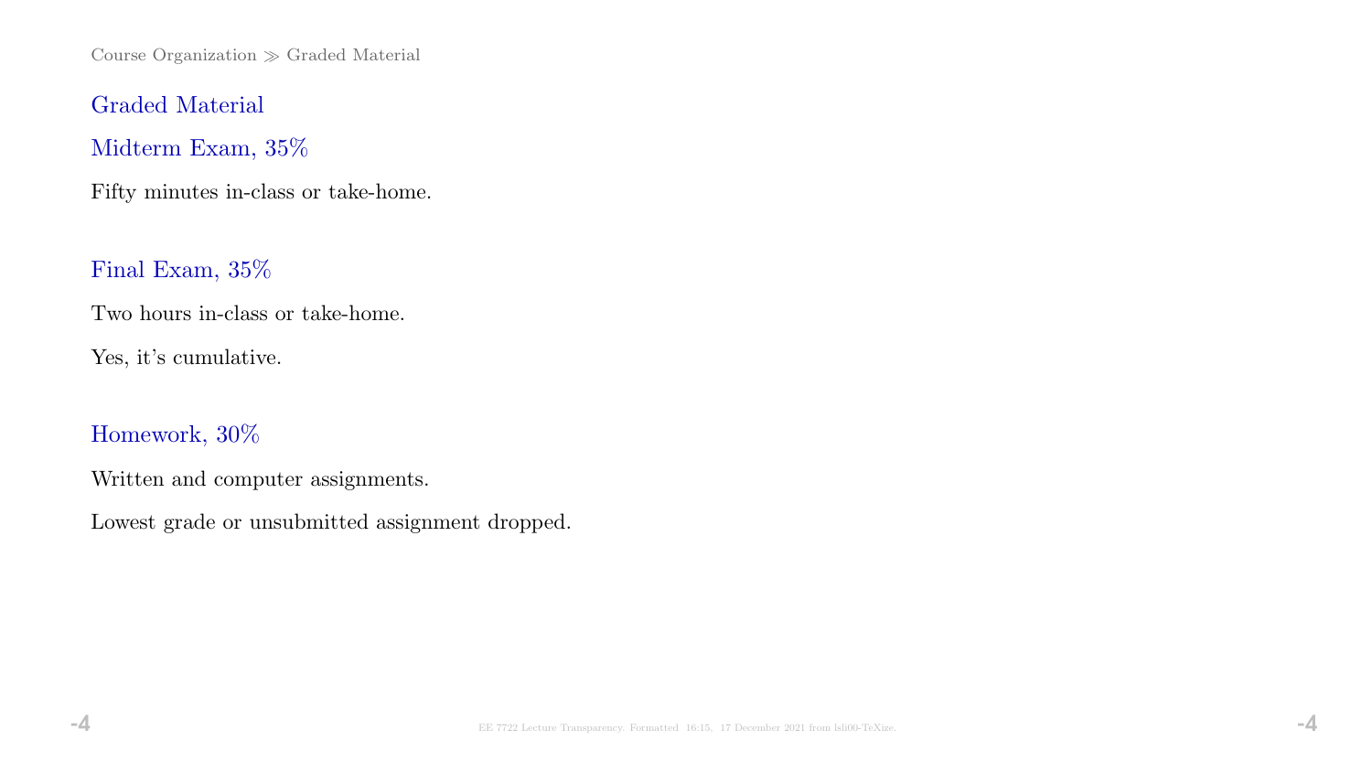## Graded Material

### Midterm Exam, 35%

Fifty minutes in-class or take-home.

### Final Exam, 35%

Two hours in-class or take-home.

Yes, it's cumulative.

### Homework, 30%

Written and computer assignments.

Lowest grade or unsubmitted assignment dropped.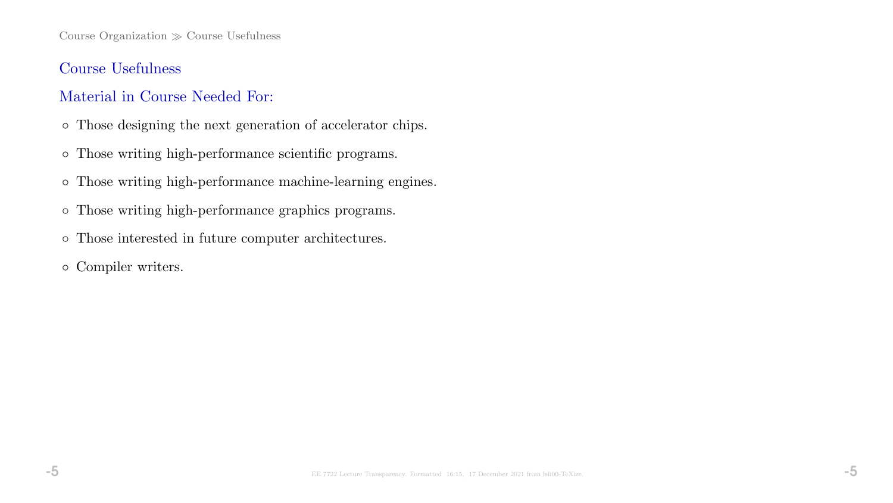## Course Usefulness

### Material in Course Needed For:

- Those designing the next generation of accelerator chips.
- Those writing high-performance scientific programs.
- Those writing high-performance machine-learning engines.
- Those writing high-performance graphics programs.
- Those interested in future computer architectures.
- Compiler writers.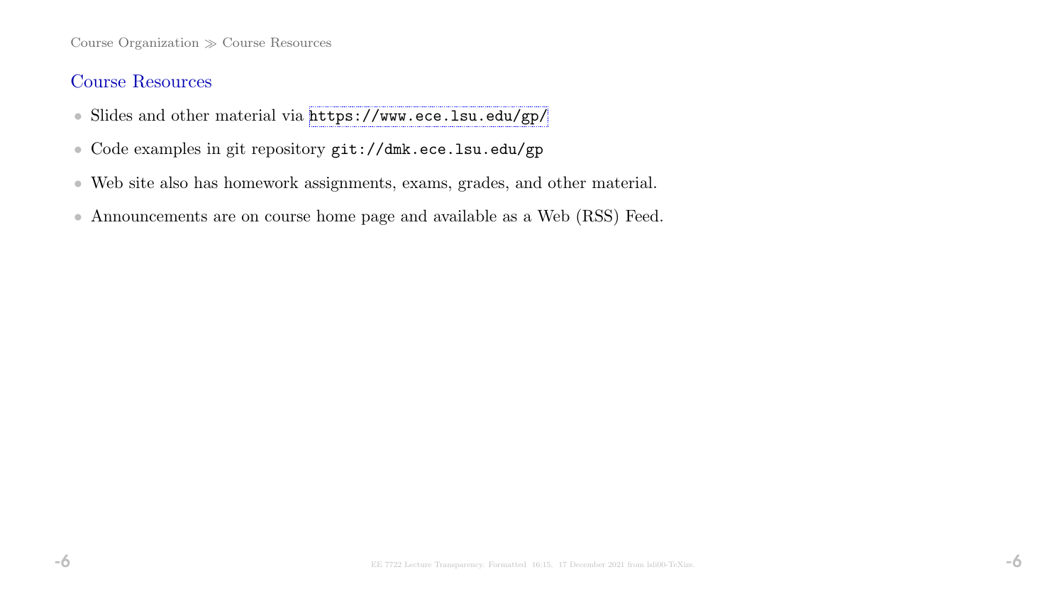## Course Resources

- Slides and other material via `https://www.ece.lsu.edu/gp/`
- Code examples in git repository `git://dmk.ece.lsu.edu/gp`
- Web site also has homework assignments, exams, grades, and other material.
- Announcements are on course home page and available as a Web (RSS) Feed.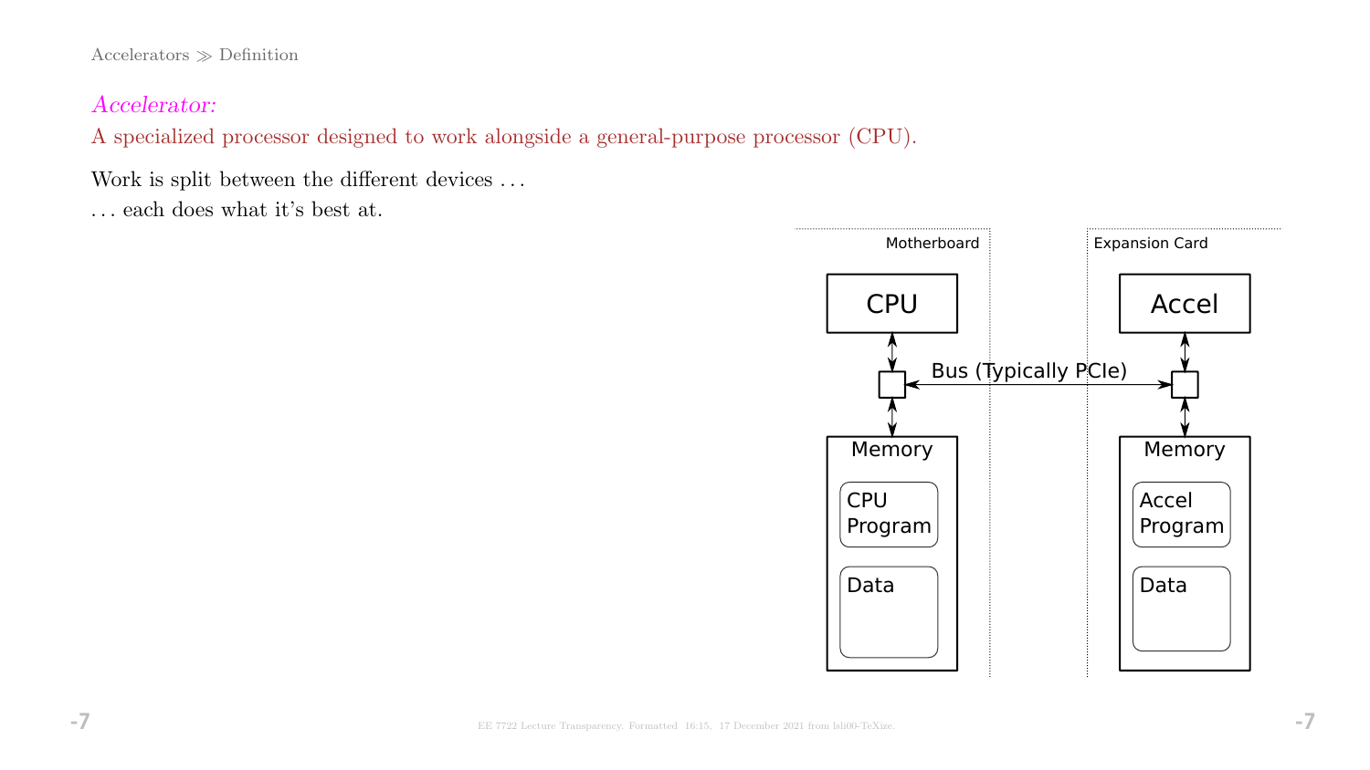Accelerators ≫ Definition

*Accelerator:*
A specialized processor designed to work alongside a general-purpose processor (CPU).

Work is split between the different devices . . .
. . . each does what it's best at.

Motherboard

CPU

Memory

CPU Program

Data

Bus (Typically PCIe)

Expansion Card

Accel

Memory

Accel Program

Data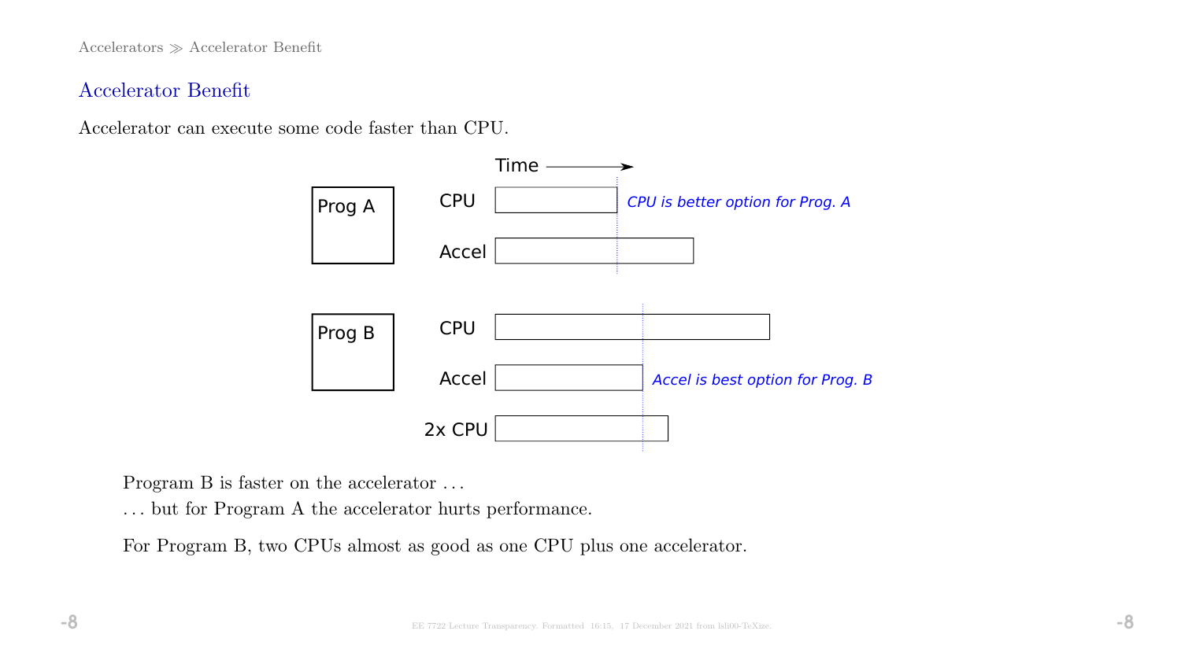## Accelerator Benefit

Accelerator can execute some code faster than CPU.

Time →

| | | |
|---|---|---|
| Prog A | CPU | *CPU is better option for Prog. A* |
| | Accel | |
| Prog B | CPU | |
| | Accel | *Accel is best option for Prog. B* |
| | 2x CPU | |

Program B is faster on the accelerator . . .

. . . but for Program A the accelerator hurts performance.

For Program B, two CPUs almost as good as one CPU plus one accelerator.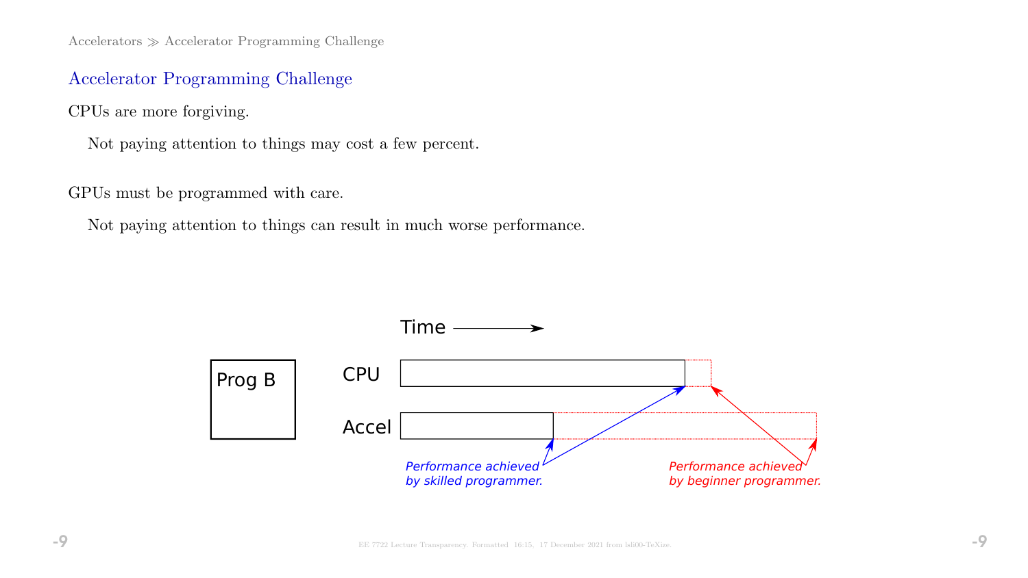## Accelerator Programming Challenge

CPUs are more forgiving.

Not paying attention to things may cost a few percent.

GPUs must be programmed with care.

Not paying attention to things can result in much worse performance.

Time →

Prog B

CPU

Accel

*Performance achieved by skilled programmer.*

*Performance achieved by beginner programmer.*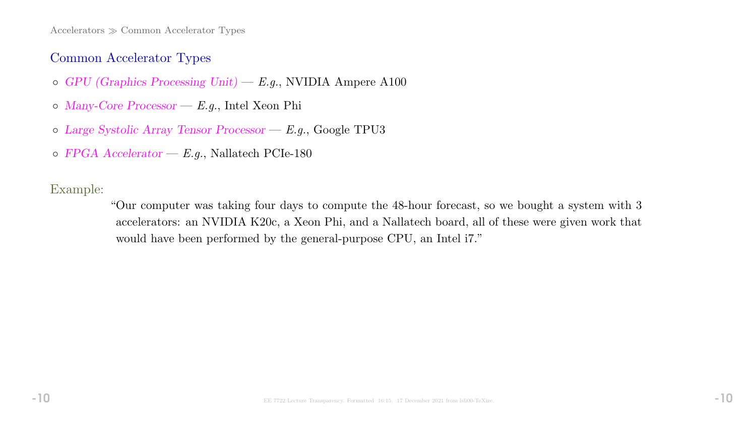## Common Accelerator Types

- *GPU (Graphics Processing Unit)* — *E.g.*, NVIDIA Ampere A100
- *Many-Core Processor* — *E.g.*, Intel Xeon Phi
- *Large Systolic Array Tensor Processor* — *E.g.*, Google TPU3
- *FPGA Accelerator* — *E.g.*, Nallatech PCIe-180

Example:

> "Our computer was taking four days to compute the 48-hour forecast, so we bought a system with 3 accelerators: an NVIDIA K20c, a Xeon Phi, and a Nallatech board, all of these were given work that would have been performed by the general-purpose CPU, an Intel i7."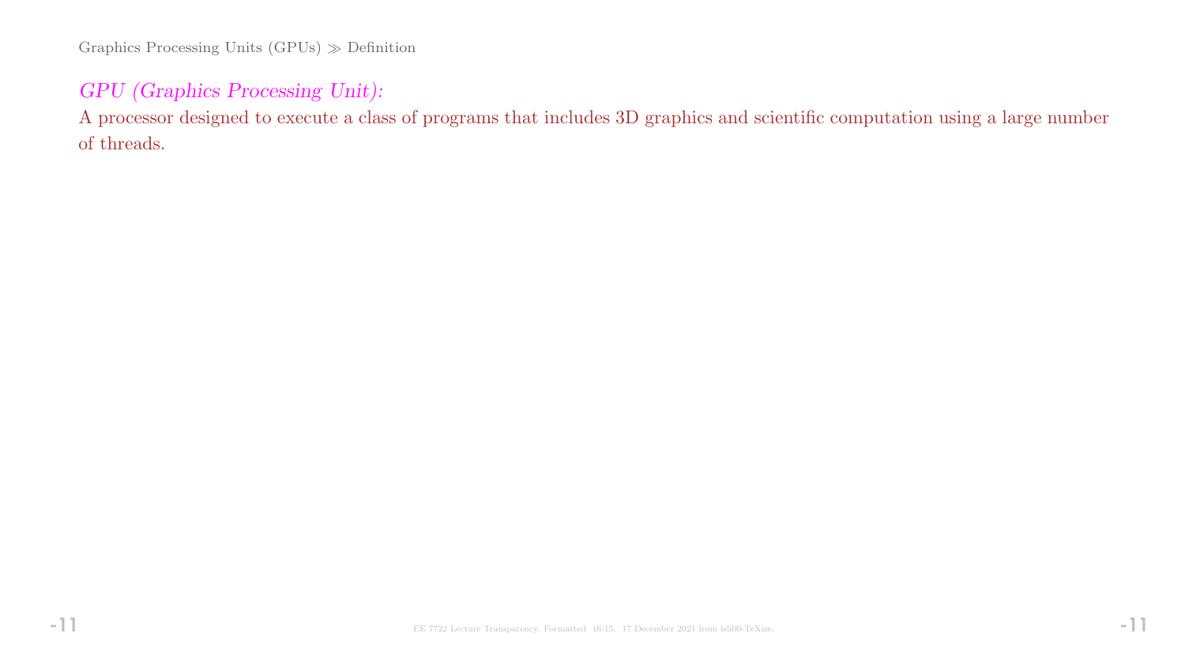*GPU (Graphics Processing Unit):*

A processor designed to execute a class of programs that includes 3D graphics and scientific computation using a large number of threads.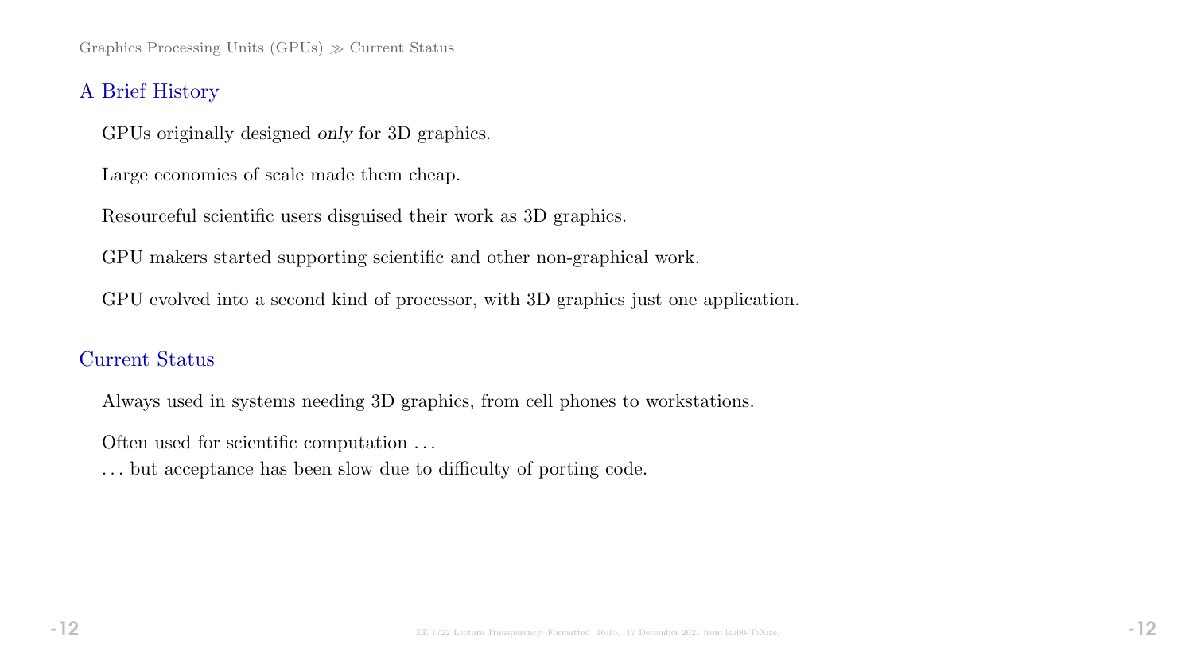## A Brief History

GPUs originally designed *only* for 3D graphics.

Large economies of scale made them cheap.

Resourceful scientific users disguised their work as 3D graphics.

GPU makers started supporting scientific and other non-graphical work.

GPU evolved into a second kind of processor, with 3D graphics just one application.

## Current Status

Always used in systems needing 3D graphics, from cell phones to workstations.

Often used for scientific computation . . .
. . . but acceptance has been slow due to difficulty of porting code.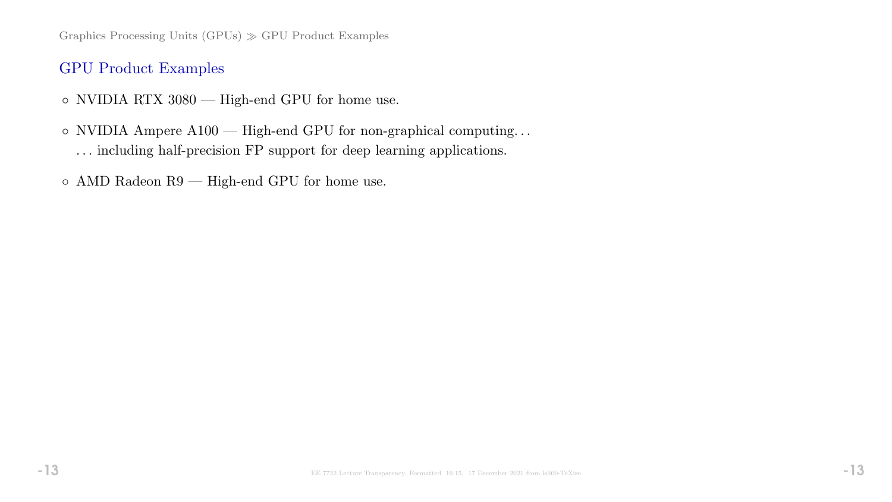## GPU Product Examples

- NVIDIA RTX 3080 — High-end GPU for home use.
- NVIDIA Ampere A100 — High-end GPU for non-graphical computing…
  … including half-precision FP support for deep learning applications.
- AMD Radeon R9 — High-end GPU for home use.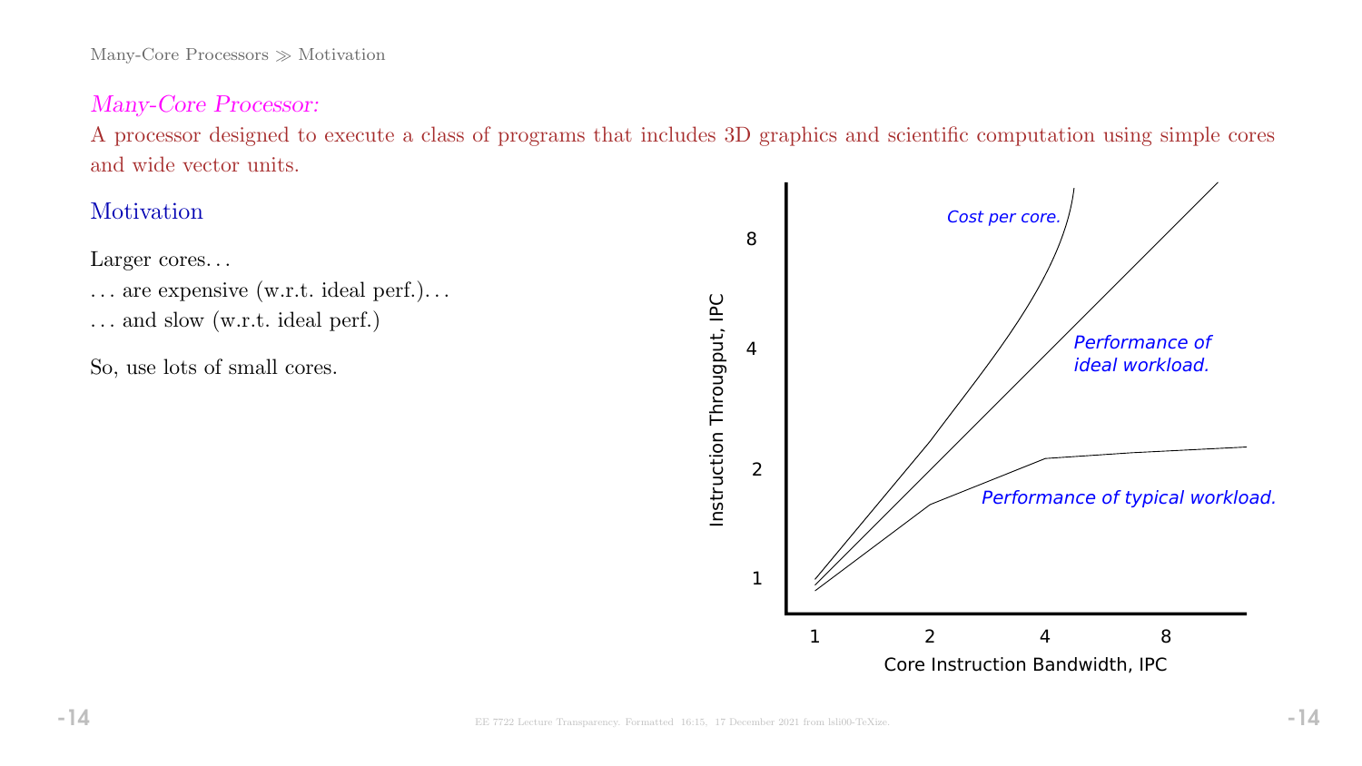*Many-Core Processor:*

A processor designed to execute a class of programs that includes 3D graphics and scientific computation using simple cores and wide vector units.

## Motivation

Larger cores. . .

. . . are expensive (w.r.t. ideal perf.). . .

. . . and slow (w.r.t. ideal perf.)

So, use lots of small cores.

Cost per core.

Performance of ideal workload.

Performance of typical workload.

Instruction Througput, IPC

Core Instruction Bandwidth, IPC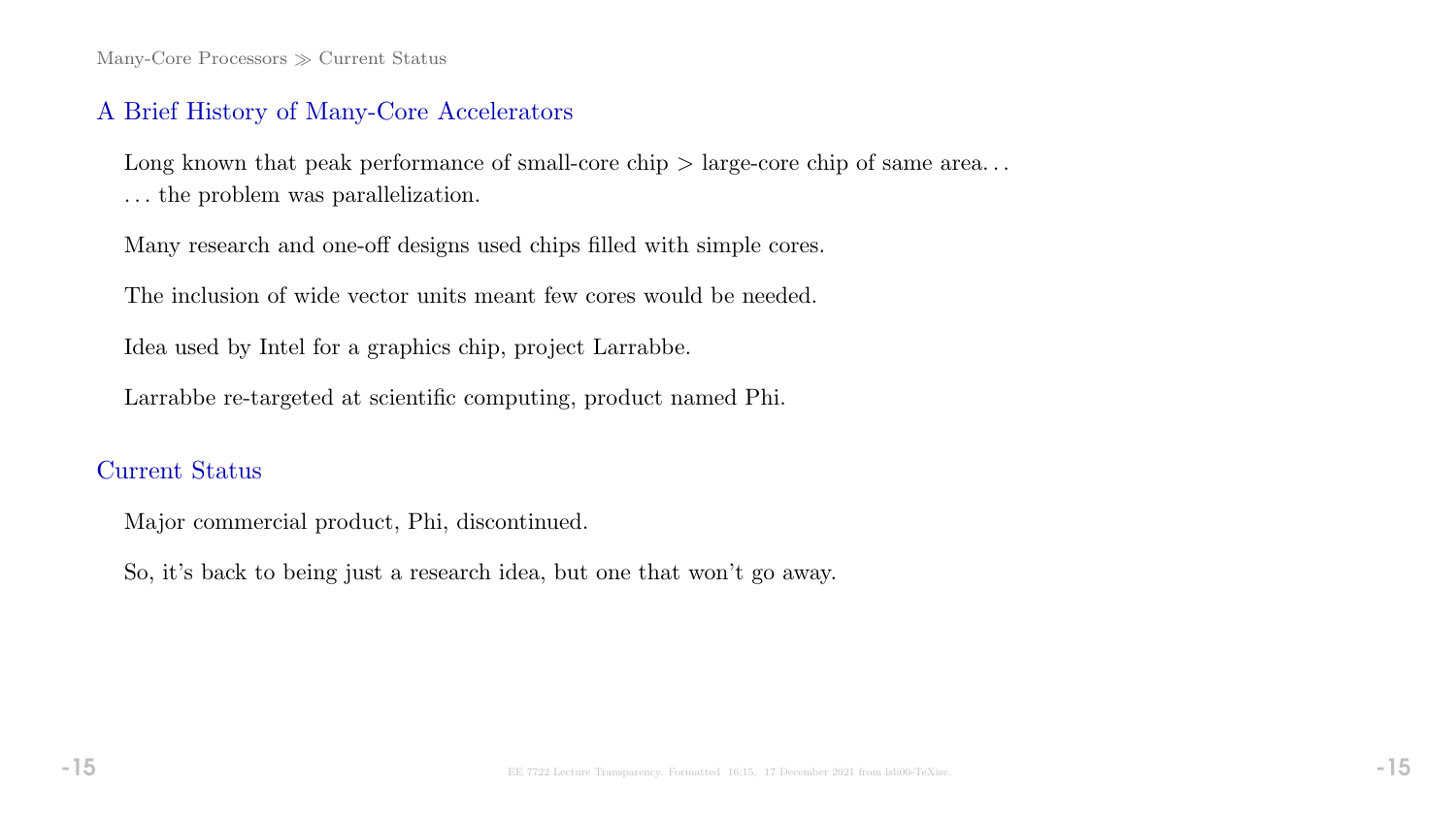## A Brief History of Many-Core Accelerators

Long known that peak performance of small-core chip > large-core chip of same area. . .
. . . the problem was parallelization.

Many research and one-off designs used chips filled with simple cores.

The inclusion of wide vector units meant few cores would be needed.

Idea used by Intel for a graphics chip, project Larrabbe.

Larrabbe re-targeted at scientific computing, product named Phi.

## Current Status

Major commercial product, Phi, discontinued.

So, it's back to being just a research idea, but one that won't go away.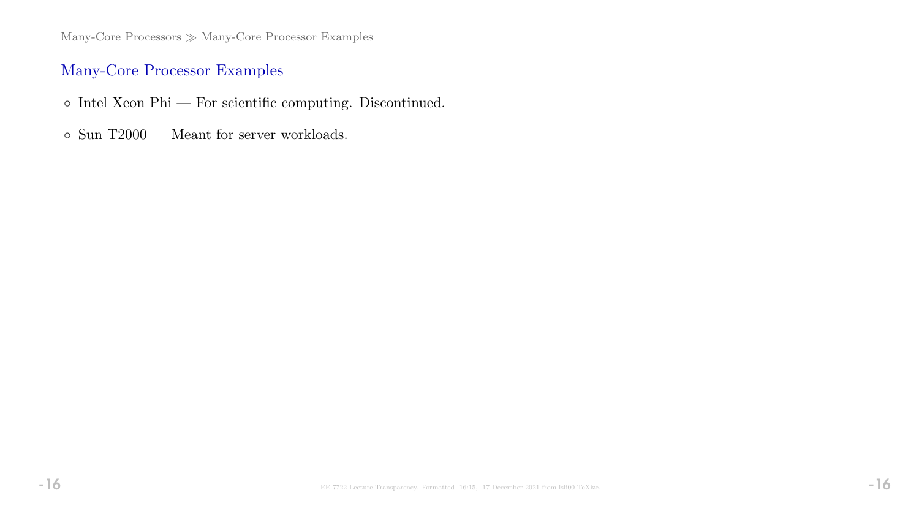## Many-Core Processor Examples

- Intel Xeon Phi — For scientific computing. Discontinued.
- Sun T2000 — Meant for server workloads.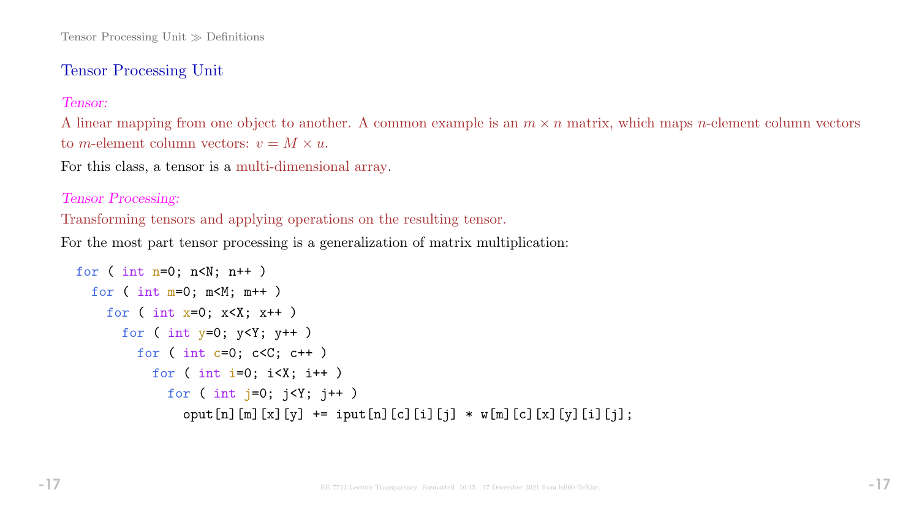## Tensor Processing Unit

*Tensor:*

A linear mapping from one object to another. A common example is an $m \times n$ matrix, which maps $n$-element column vectors to $m$-element column vectors: $v = M \times u$.

For this class, a tensor is a multi-dimensional array.

*Tensor Processing:*

Transforming tensors and applying operations on the resulting tensor.

For the most part tensor processing is a generalization of matrix multiplication:

```
for ( int n=0; n<N; n++ )
  for ( int m=0; m<M; m++ )
    for ( int x=0; x<X; x++ )
      for ( int y=0; y<Y; y++ )
        for ( int c=0; c<C; c++ )
          for ( int i=0; i<X; i++ )
            for ( int j=0; j<Y; j++ )
              oput[n][m][x][y] += iput[n][c][i][j] * w[m][c][x][y][i][j];
```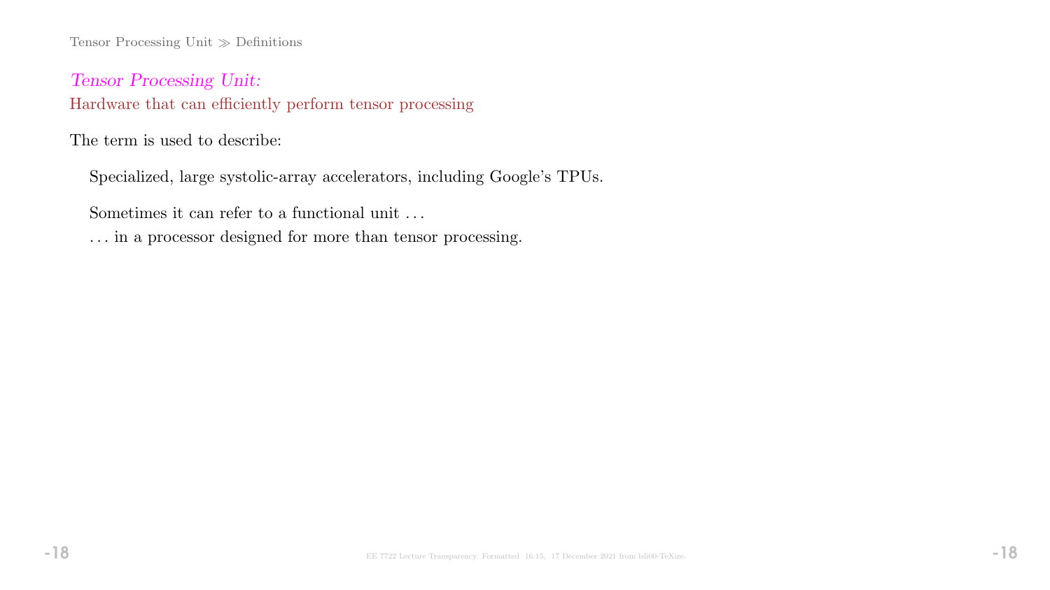*Tensor Processing Unit:*
Hardware that can efficiently perform tensor processing

The term is used to describe:

Specialized, large systolic-array accelerators, including Google's TPUs.

Sometimes it can refer to a functional unit ...
... in a processor designed for more than tensor processing.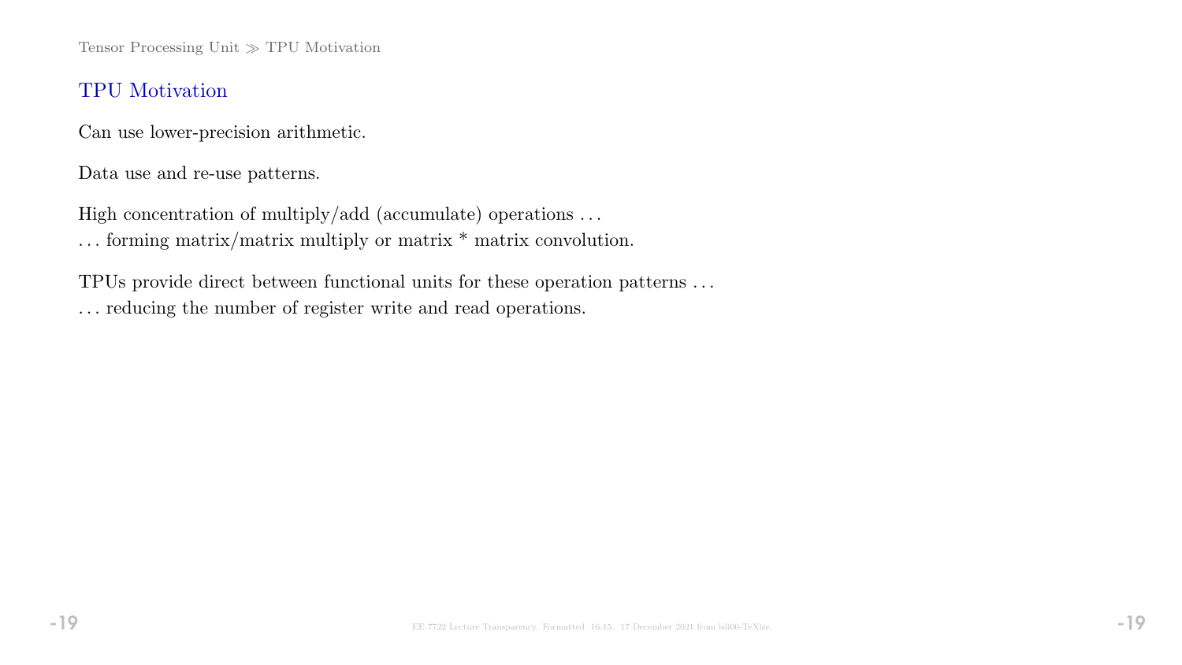## TPU Motivation

Can use lower-precision arithmetic.

Data use and re-use patterns.

High concentration of multiply/add (accumulate) operations …
… forming matrix/matrix multiply or matrix * matrix convolution.

TPUs provide direct between functional units for these operation patterns …
… reducing the number of register write and read operations.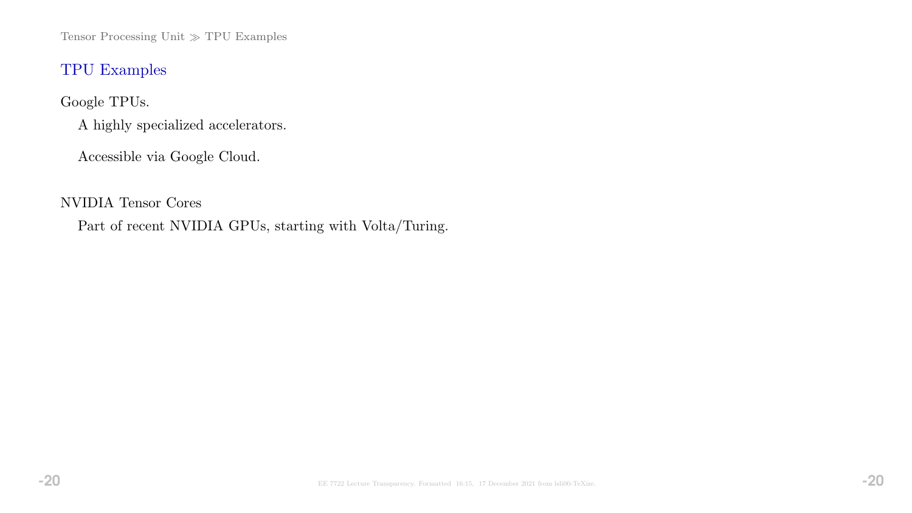## TPU Examples

Google TPUs.

A highly specialized accelerators.

Accessible via Google Cloud.

NVIDIA Tensor Cores

Part of recent NVIDIA GPUs, starting with Volta/Turing.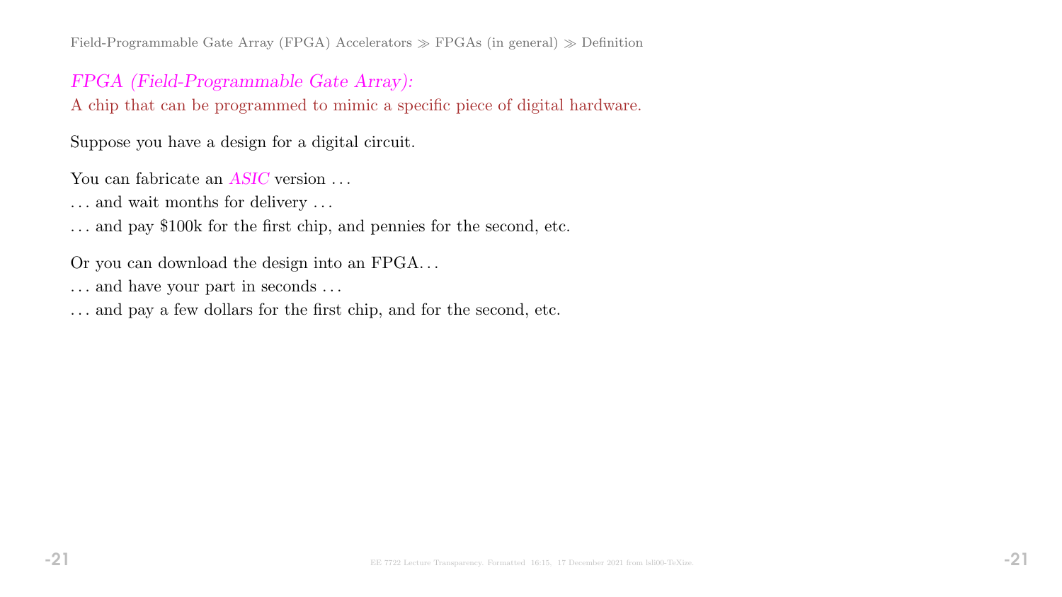*FPGA (Field-Programmable Gate Array):*
A chip that can be programmed to mimic a specific piece of digital hardware.

Suppose you have a design for a digital circuit.

You can fabricate an *ASIC* version …
… and wait months for delivery …
… and pay $100k for the first chip, and pennies for the second, etc.

Or you can download the design into an FPGA…
… and have your part in seconds …
… and pay a few dollars for the first chip, and for the second, etc.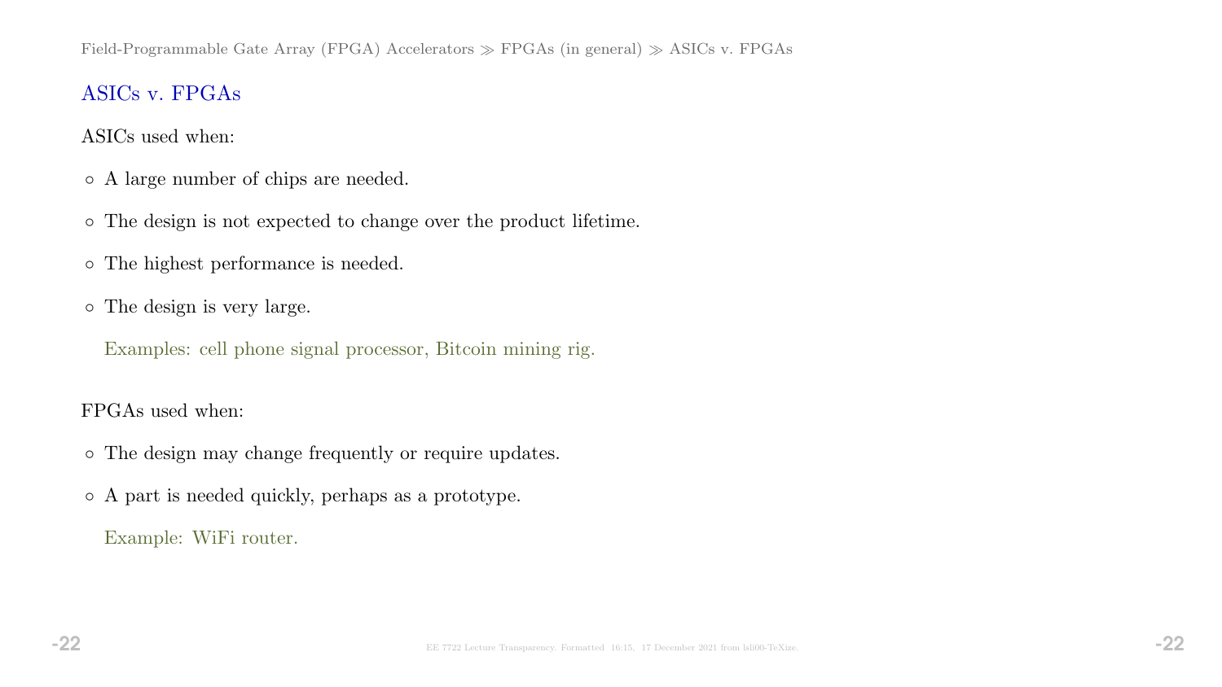## ASICs v. FPGAs

ASICs used when:

- A large number of chips are needed.
- The design is not expected to change over the product lifetime.
- The highest performance is needed.
- The design is very large.

  Examples: cell phone signal processor, Bitcoin mining rig.

FPGAs used when:

- The design may change frequently or require updates.
- A part is needed quickly, perhaps as a prototype.

  Example: WiFi router.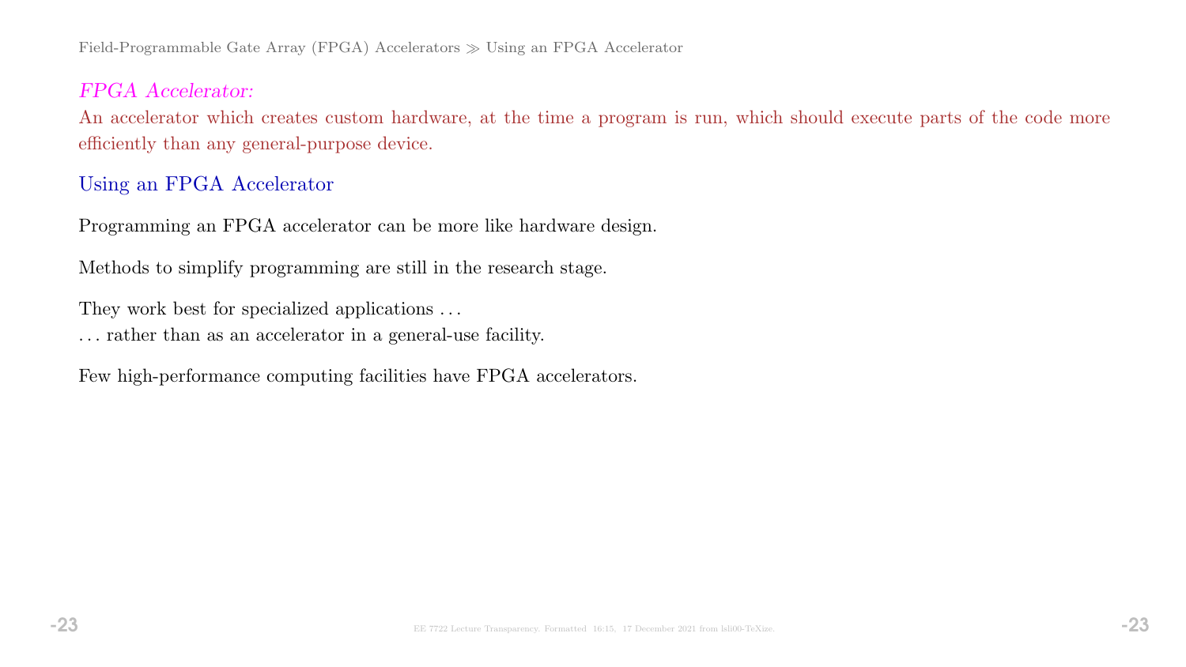*FPGA Accelerator:*
An accelerator which creates custom hardware, at the time a program is run, which should execute parts of the code more efficiently than any general-purpose device.

## Using an FPGA Accelerator

Programming an FPGA accelerator can be more like hardware design.

Methods to simplify programming are still in the research stage.

They work best for specialized applications . . .
. . . rather than as an accelerator in a general-use facility.

Few high-performance computing facilities have FPGA accelerators.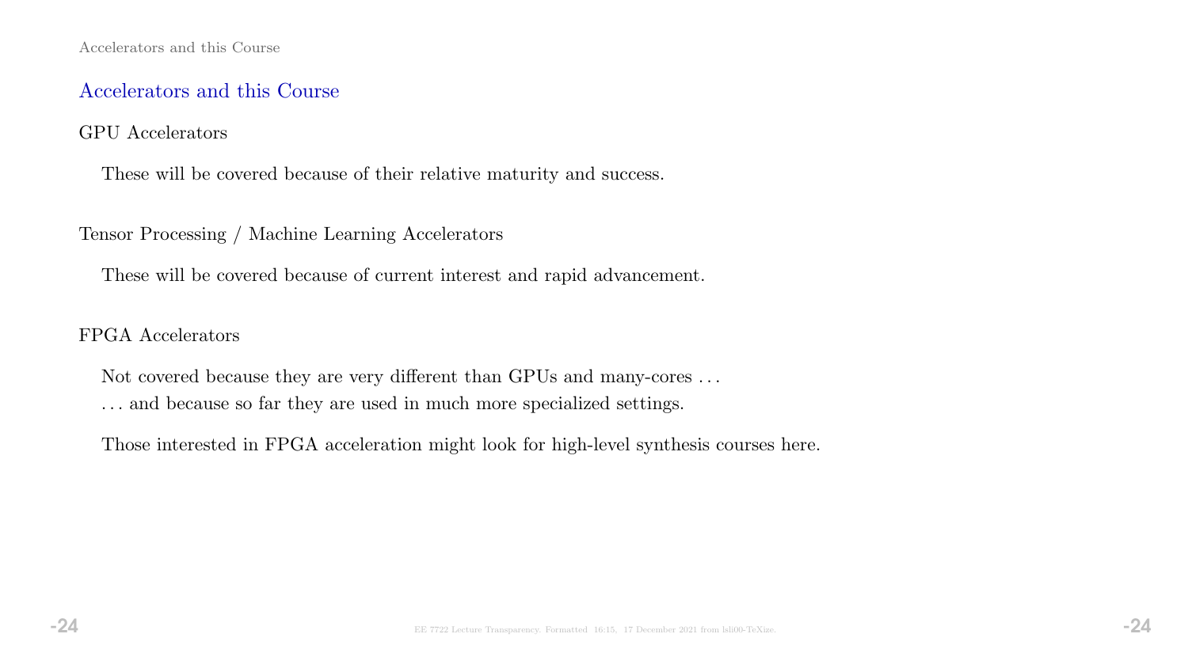## Accelerators and this Course

### GPU Accelerators

These will be covered because of their relative maturity and success.

### Tensor Processing / Machine Learning Accelerators

These will be covered because of current interest and rapid advancement.

### FPGA Accelerators

Not covered because they are very different than GPUs and many-cores . . .

. . . and because so far they are used in much more specialized settings.

Those interested in FPGA acceleration might look for high-level synthesis courses here.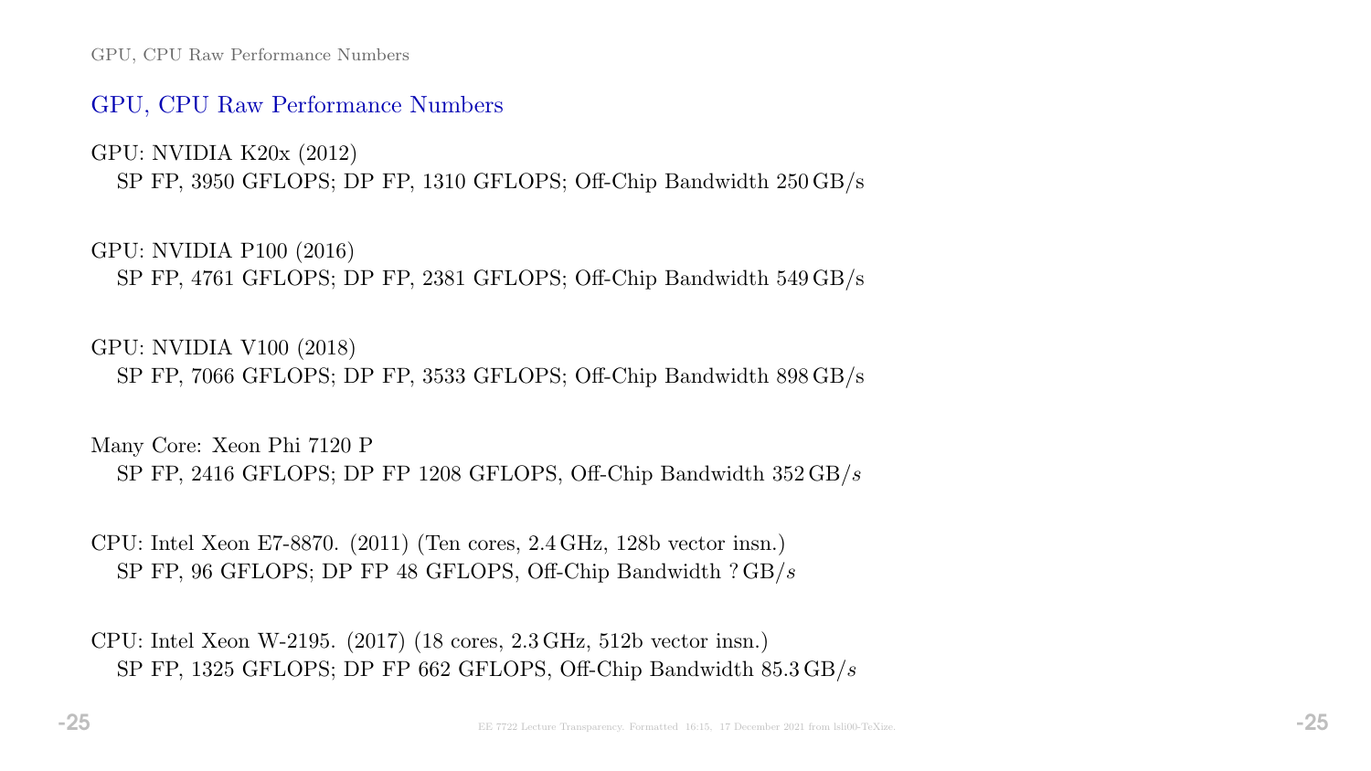## GPU, CPU Raw Performance Numbers

GPU: NVIDIA K20x (2012)
SP FP, 3950 GFLOPS; DP FP, 1310 GFLOPS; Off-Chip Bandwidth 250 GB/s

GPU: NVIDIA P100 (2016)
SP FP, 4761 GFLOPS; DP FP, 2381 GFLOPS; Off-Chip Bandwidth 549 GB/s

GPU: NVIDIA V100 (2018)
SP FP, 7066 GFLOPS; DP FP, 3533 GFLOPS; Off-Chip Bandwidth 898 GB/s

Many Core: Xeon Phi 7120 P
SP FP, 2416 GFLOPS; DP FP 1208 GFLOPS, Off-Chip Bandwidth 352 GB/$s$

CPU: Intel Xeon E7-8870. (2011) (Ten cores, 2.4 GHz, 128b vector insn.)
SP FP, 96 GFLOPS; DP FP 48 GFLOPS, Off-Chip Bandwidth ? GB/$s$

CPU: Intel Xeon W-2195. (2017) (18 cores, 2.3 GHz, 512b vector insn.)
SP FP, 1325 GFLOPS; DP FP 662 GFLOPS, Off-Chip Bandwidth 85.3 GB/$s$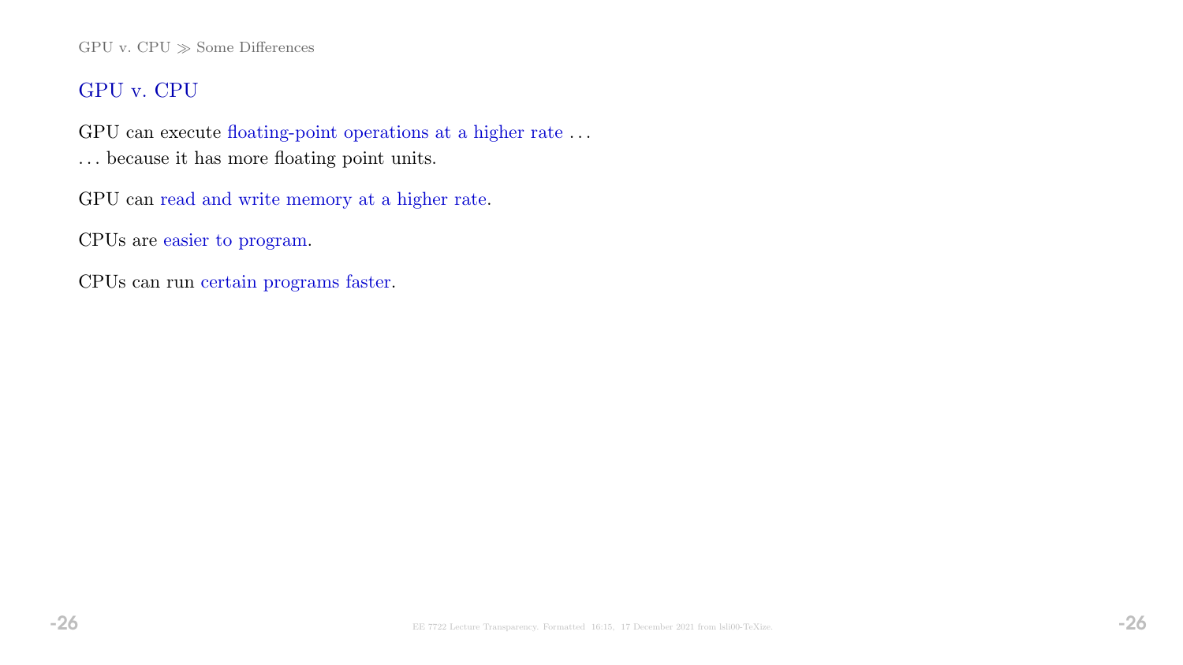## GPU v. CPU

GPU can execute floating-point operations at a higher rate . . .
. . . because it has more floating point units.

GPU can read and write memory at a higher rate.

CPUs are easier to program.

CPUs can run certain programs faster.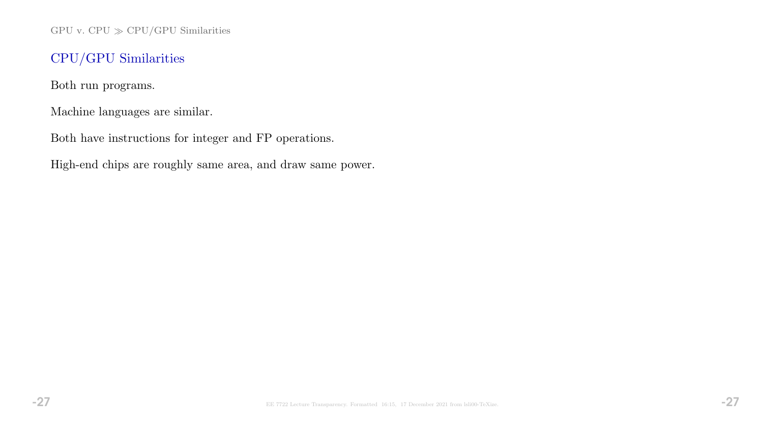## CPU/GPU Similarities

Both run programs.

Machine languages are similar.

Both have instructions for integer and FP operations.

High-end chips are roughly same area, and draw same power.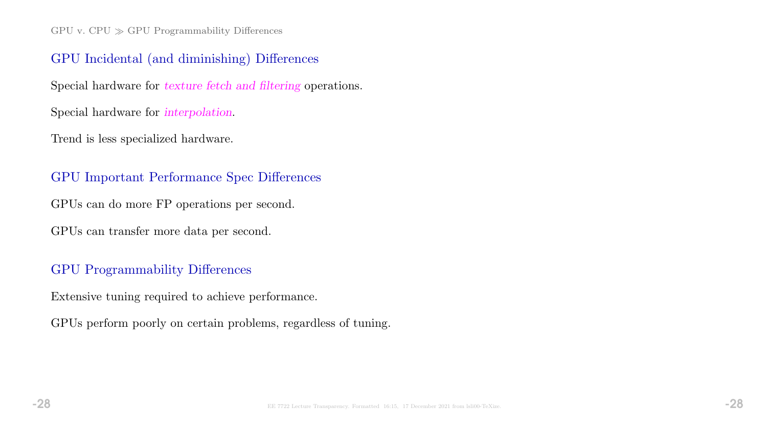## GPU Incidental (and diminishing) Differences

Special hardware for *texture fetch and filtering* operations.

Special hardware for *interpolation*.

Trend is less specialized hardware.

## GPU Important Performance Spec Differences

GPUs can do more FP operations per second.

GPUs can transfer more data per second.

## GPU Programmability Differences

Extensive tuning required to achieve performance.

GPUs perform poorly on certain problems, regardless of tuning.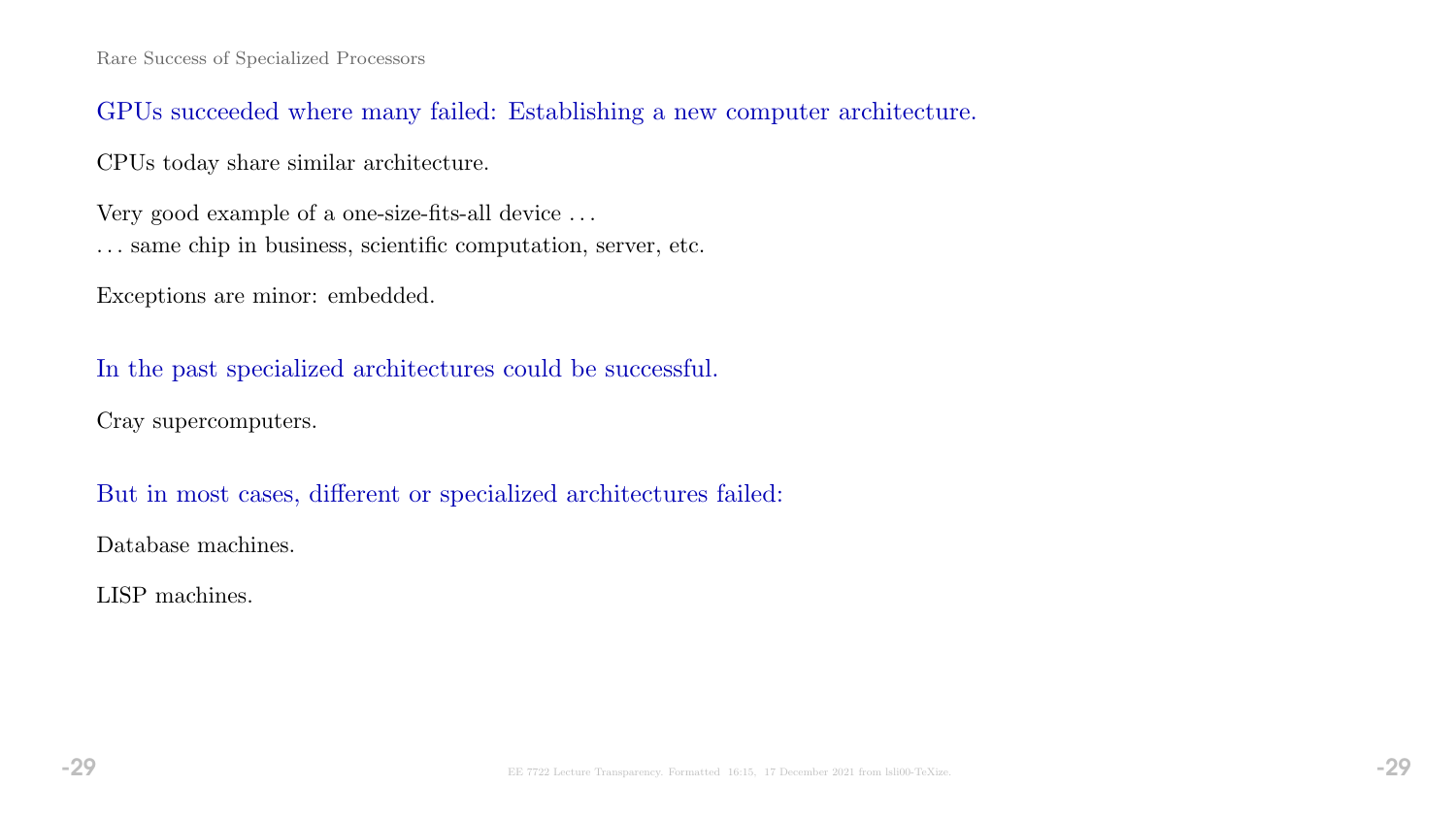## Rare Success of Specialized Processors

### GPUs succeeded where many failed: Establishing a new computer architecture.

CPUs today share similar architecture.

Very good example of a one-size-fits-all device . . .
. . . same chip in business, scientific computation, server, etc.

Exceptions are minor: embedded.

### In the past specialized architectures could be successful.

Cray supercomputers.

### But in most cases, different or specialized architectures failed:

Database machines.

LISP machines.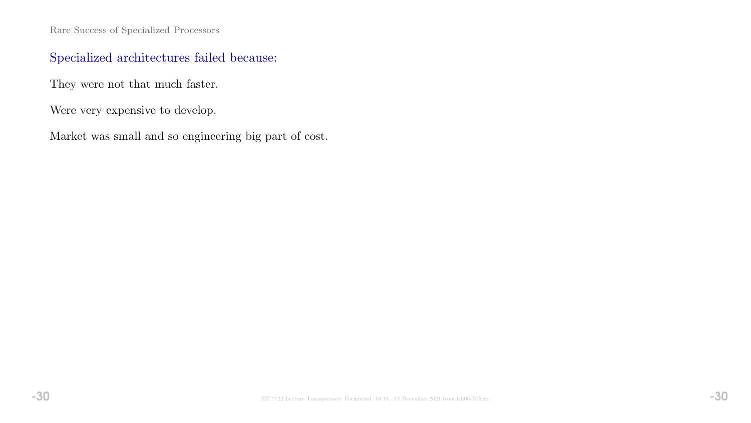Rare Success of Specialized Processors

## Specialized architectures failed because:

They were not that much faster.

Were very expensive to develop.

Market was small and so engineering big part of cost.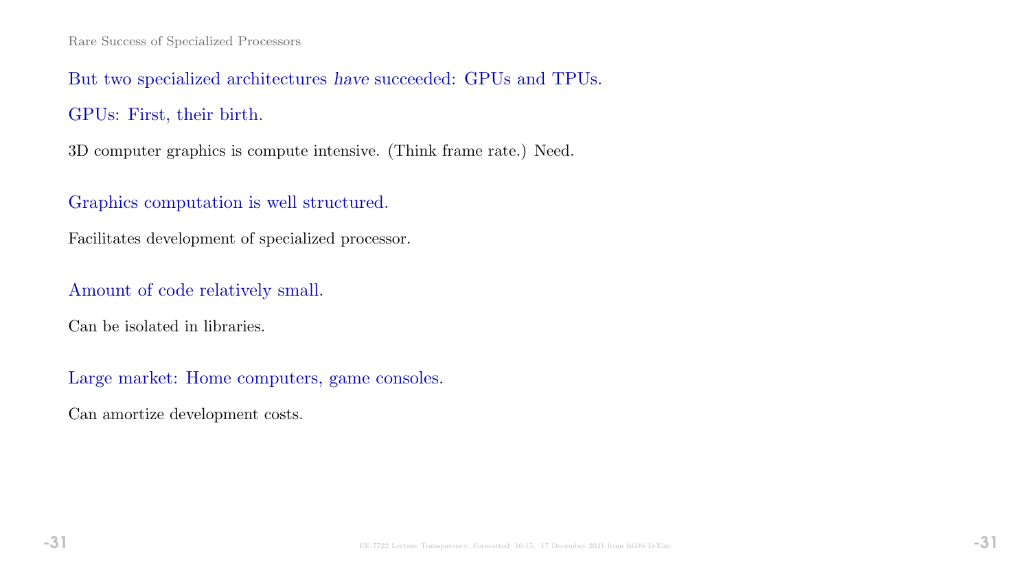## Rare Success of Specialized Processors

But two specialized architectures *have* succeeded: GPUs and TPUs.

GPUs: First, their birth.

3D computer graphics is compute intensive. (Think frame rate.) Need.

Graphics computation is well structured.

Facilitates development of specialized processor.

Amount of code relatively small.

Can be isolated in libraries.

Large market: Home computers, game consoles.

Can amortize development costs.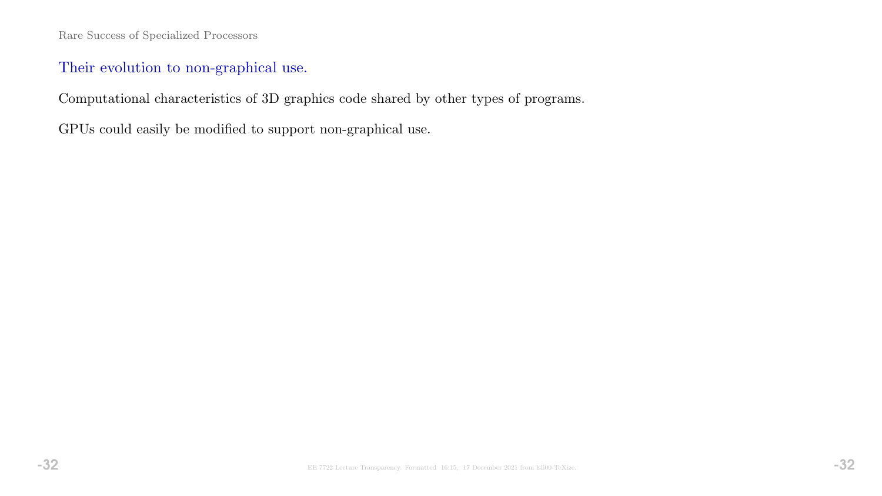## Their evolution to non-graphical use.

Computational characteristics of 3D graphics code shared by other types of programs.

GPUs could easily be modified to support non-graphical use.